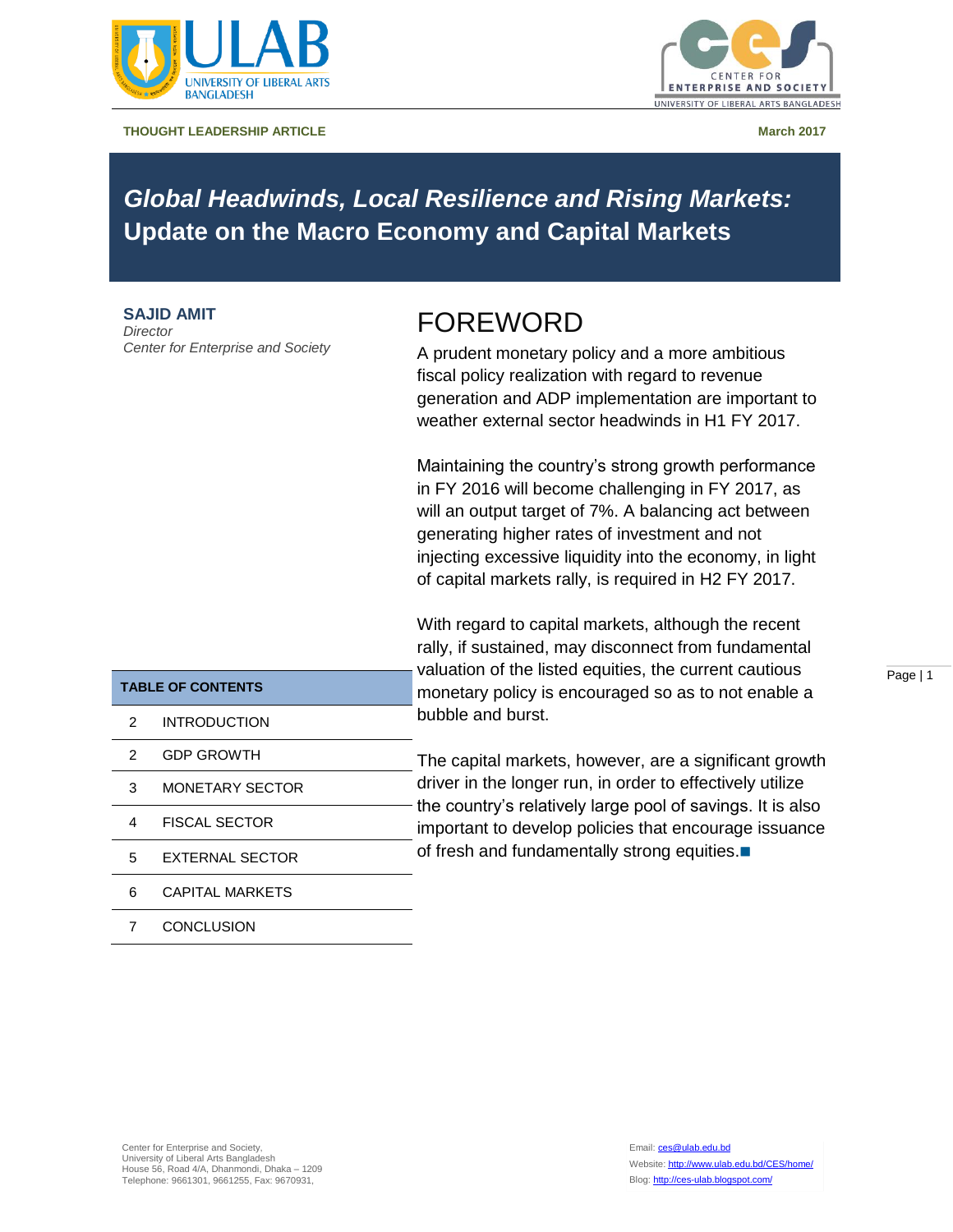THOUGHT LEADERSHIP ARTICLE

March 2017

# *Global Headwinds, Local Resilience and Rising Markets:* Update on the Macro Economy and Capital Markets

**SAJID AMIT**
*Director*
*Center for Enterprise and Society*

## FOREWORD

A prudent monetary policy and a more ambitious fiscal policy realization with regard to revenue generation and ADP implementation are important to weather external sector headwinds in H1 FY 2017.

Maintaining the country's strong growth performance in FY 2016 will become challenging in FY 2017, as will an output target of 7%. A balancing act between generating higher rates of investment and not injecting excessive liquidity into the economy, in light of capital markets rally, is required in H2 FY 2017.

With regard to capital markets, although the recent rally, if sustained, may disconnect from fundamental valuation of the listed equities, the current cautious monetary policy is encouraged so as to not enable a bubble and burst.

The capital markets, however, are a significant growth driver in the longer run, in order to effectively utilize the country's relatively large pool of savings. It is also important to develop policies that encourage issuance of fresh and fundamentally strong equities.■

| TABLE OF CONTENTS | |
|---|---|
| 2 | INTRODUCTION |
| 2 | GDP GROWTH |
| 3 | MONETARY SECTOR |
| 4 | FISCAL SECTOR |
| 5 | EXTERNAL SECTOR |
| 6 | CAPITAL MARKETS |
| 7 | CONCLUSION |

Center for Enterprise and Society,
University of Liberal Arts Bangladesh
House 56, Road 4/A, Dhanmondi, Dhaka – 1209
Telephone: 9661301, 9661255, Fax: 9670931,

Email: ces@ulab.edu.bd
Website: http://www.ulab.edu.bd/CES/home/
Blog: http://ces-ulab.blogspot.com/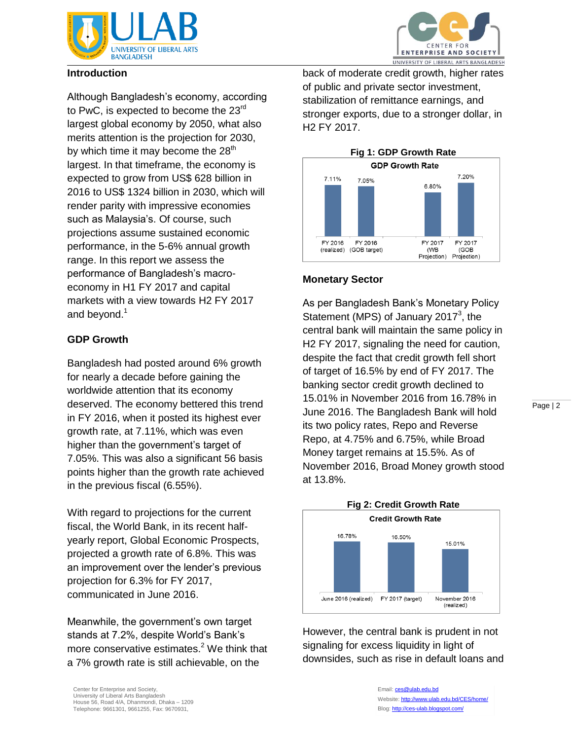## Introduction

Although Bangladesh's economy, according to PwC, is expected to become the 23rd largest global economy by 2050, what also merits attention is the projection for 2030, by which time it may become the 28th largest. In that timeframe, the economy is expected to grow from US$ 628 billion in 2016 to US$ 1324 billion in 2030, which will render parity with impressive economies such as Malaysia's. Of course, such projections assume sustained economic performance, in the 5-6% annual growth range. In this report we assess the performance of Bangladesh's macro-economy in H1 FY 2017 and capital markets with a view towards H2 FY 2017 and beyond.[1]

## GDP Growth

Bangladesh had posted around 6% growth for nearly a decade before gaining the worldwide attention that its economy deserved. The economy bettered this trend in FY 2016, when it posted its highest ever growth rate, at 7.11%, which was even higher than the government's target of 7.05%. This was also a significant 56 basis points higher than the growth rate achieved in the previous fiscal (6.55%).

With regard to projections for the current fiscal, the World Bank, in its recent half-yearly report, Global Economic Prospects, projected a growth rate of 6.8%. This was an improvement over the lender's previous projection for 6.3% for FY 2017, communicated in June 2016.

Meanwhile, the government's own target stands at 7.2%, despite World's Bank's more conservative estimates.[2] We think that a 7% growth rate is still achievable, on the back of moderate credit growth, higher rates of public and private sector investment, stabilization of remittance earnings, and stronger exports, due to a stronger dollar, in H2 FY 2017.

**Fig 1: GDP Growth Rate**

GDP Growth Rate

| FY 2016 (realized) | FY 2016 (GOB target) | FY 2017 (WB Projection) | FY 2017 (GOB Projection) |
|---|---|---|---|
| 7.11% | 7.05% | 6.80% | 7.20% |

## Monetary Sector

As per Bangladesh Bank's Monetary Policy Statement (MPS) of January 2017[3], the central bank will maintain the same policy in H2 FY 2017, signaling the need for caution, despite the fact that credit growth fell short of target of 16.5% by end of FY 2017. The banking sector credit growth declined to 15.01% in November 2016 from 16.78% in June 2016. The Bangladesh Bank will hold its two policy rates, Repo and Reverse Repo, at 4.75% and 6.75%, while Broad Money target remains at 15.5%. As of November 2016, Broad Money growth stood at 13.8%.

**Fig 2: Credit Growth Rate**

Credit Growth Rate

| June 2016 (realized) | FY 2017 (target) | November 2016 (realized) |
|---|---|---|
| 16.78% | 16.50% | 15.01% |

However, the central bank is prudent in not signaling for excess liquidity in light of downsides, such as rise in default loans and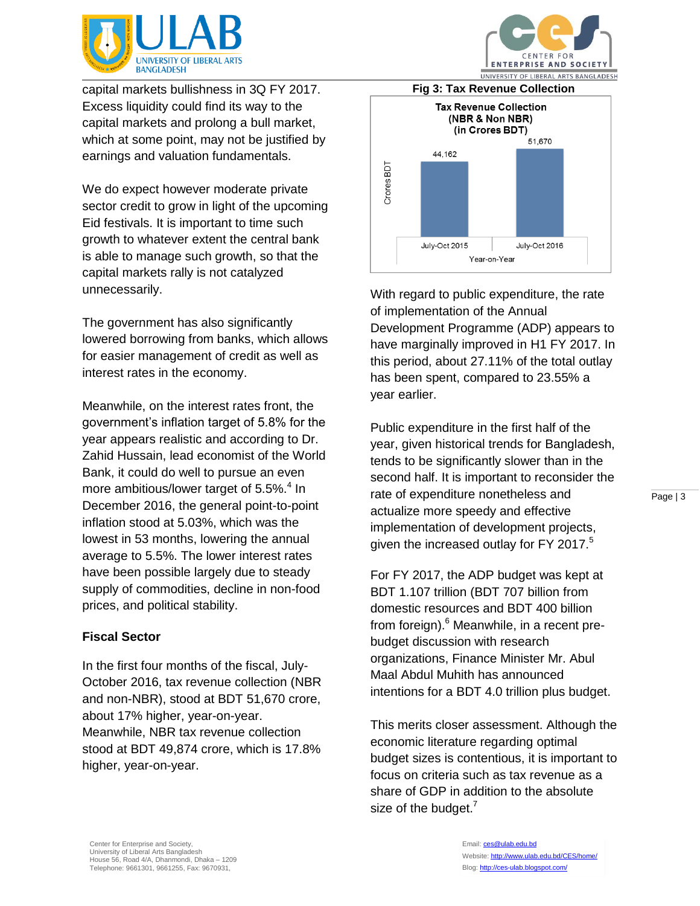capital markets bullishness in 3Q FY 2017. Excess liquidity could find its way to the capital markets and prolong a bull market, which at some point, may not be justified by earnings and valuation fundamentals.

We do expect however moderate private sector credit to grow in light of the upcoming Eid festivals. It is important to time such growth to whatever extent the central bank is able to manage such growth, so that the capital markets rally is not catalyzed unnecessarily.

The government has also significantly lowered borrowing from banks, which allows for easier management of credit as well as interest rates in the economy.

Meanwhile, on the interest rates front, the government's inflation target of 5.8% for the year appears realistic and according to Dr. Zahid Hussain, lead economist of the World Bank, it could do well to pursue an even more ambitious/lower target of 5.5%.[4] In December 2016, the general point-to-point inflation stood at 5.03%, which was the lowest in 53 months, lowering the annual average to 5.5%. The lower interest rates have been possible largely due to steady supply of commodities, decline in non-food prices, and political stability.

## Fiscal Sector

In the first four months of the fiscal, July-October 2016, tax revenue collection (NBR and non-NBR), stood at BDT 51,670 crore, about 17% higher, year-on-year. Meanwhile, NBR tax revenue collection stood at BDT 49,874 crore, which is 17.8% higher, year-on-year.

**Fig 3: Tax Revenue Collection**

Tax Revenue Collection (NBR & Non NBR) (in Crores BDT)

| Year-on-Year | Crores BDT |
|---|---|
| July-Oct 2015 | 44,162 |
| July-Oct 2016 | 51,670 |

With regard to public expenditure, the rate of implementation of the Annual Development Programme (ADP) appears to have marginally improved in H1 FY 2017. In this period, about 27.11% of the total outlay has been spent, compared to 23.55% a year earlier.

Public expenditure in the first half of the year, given historical trends for Bangladesh, tends to be significantly slower than in the second half. It is important to reconsider the rate of expenditure nonetheless and actualize more speedy and effective implementation of development projects, given the increased outlay for FY 2017.[5]

For FY 2017, the ADP budget was kept at BDT 1.107 trillion (BDT 707 billion from domestic resources and BDT 400 billion from foreign).[6] Meanwhile, in a recent pre-budget discussion with research organizations, Finance Minister Mr. Abul Maal Abdul Muhith has announced intentions for a BDT 4.0 trillion plus budget.

This merits closer assessment. Although the economic literature regarding optimal budget sizes is contentious, it is important to focus on criteria such as tax revenue as a share of GDP in addition to the absolute size of the budget.[7]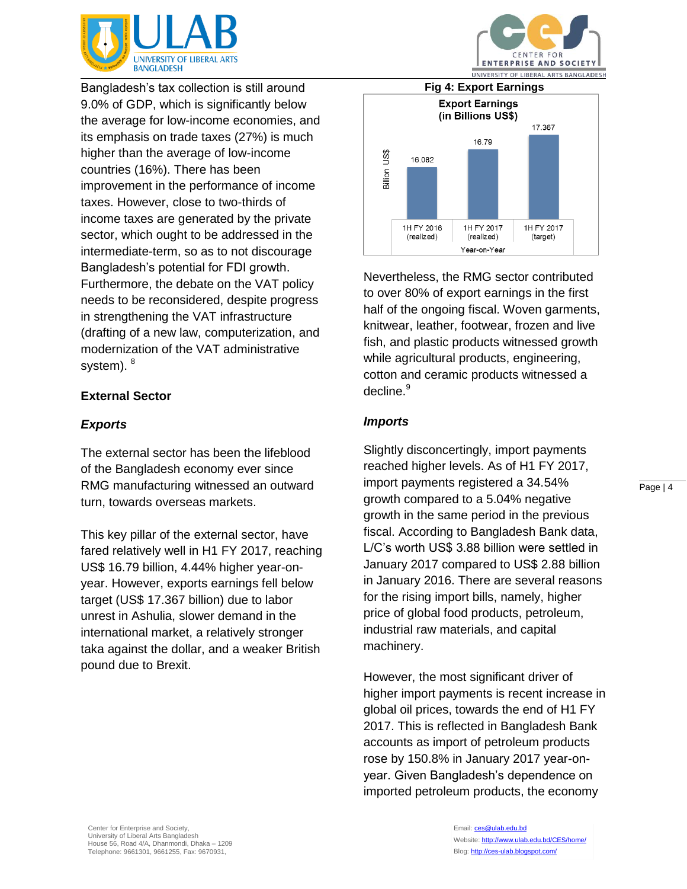Bangladesh's tax collection is still around 9.0% of GDP, which is significantly below the average for low-income economies, and its emphasis on trade taxes (27%) is much higher than the average of low-income countries (16%). There has been improvement in the performance of income taxes. However, close to two-thirds of income taxes are generated by the private sector, which ought to be addressed in the intermediate-term, so as to not discourage Bangladesh's potential for FDI growth. Furthermore, the debate on the VAT policy needs to be reconsidered, despite progress in strengthening the VAT infrastructure (drafting of a new law, computerization, and modernization of the VAT administrative system). [8]

## External Sector

### *Exports*

The external sector has been the lifeblood of the Bangladesh economy ever since RMG manufacturing witnessed an outward turn, towards overseas markets.

This key pillar of the external sector, have fared relatively well in H1 FY 2017, reaching US$ 16.79 billion, 4.44% higher year-on-year. However, exports earnings fell below target (US$ 17.367 billion) due to labor unrest in Ashulia, slower demand in the international market, a relatively stronger taka against the dollar, and a weaker British pound due to Brexit.

**Fig 4: Export Earnings**

**Export Earnings (in Billions US$)**

| Year-on-Year | Billion US$ |
|---|---|
| 1H FY 2016 (realized) | 16.082 |
| 1H FY 2017 (realized) | 16.79 |
| 1H FY 2017 (target) | 17.367 |

Nevertheless, the RMG sector contributed to over 80% of export earnings in the first half of the ongoing fiscal. Woven garments, knitwear, leather, footwear, frozen and live fish, and plastic products witnessed growth while agricultural products, engineering, cotton and ceramic products witnessed a decline.[9]

### *Imports*

Slightly disconcertingly, import payments reached higher levels. As of H1 FY 2017, import payments registered a 34.54% growth compared to a 5.04% negative growth in the same period in the previous fiscal. According to Bangladesh Bank data, L/C's worth US$ 3.88 billion were settled in January 2017 compared to US$ 2.88 billion in January 2016. There are several reasons for the rising import bills, namely, higher price of global food products, petroleum, industrial raw materials, and capital machinery.

However, the most significant driver of higher import payments is recent increase in global oil prices, towards the end of H1 FY 2017. This is reflected in Bangladesh Bank accounts as import of petroleum products rose by 150.8% in January 2017 year-on-year. Given Bangladesh's dependence on imported petroleum products, the economy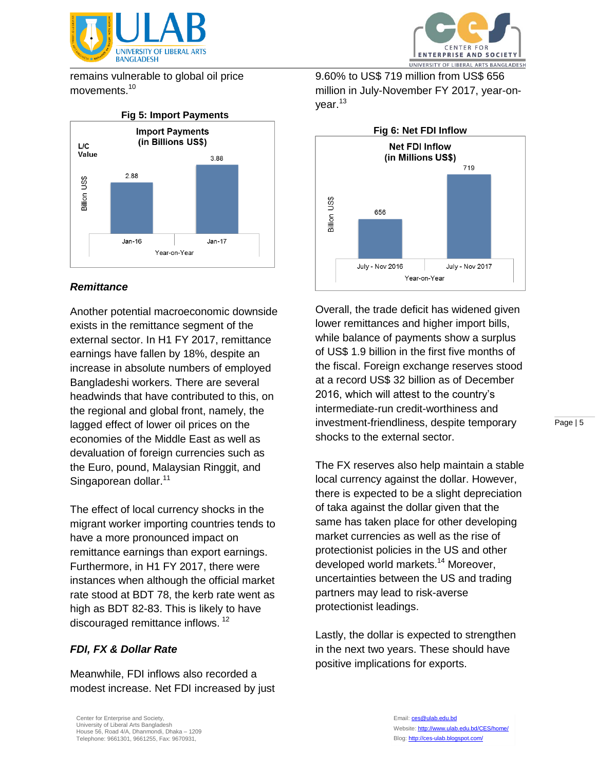remains vulnerable to global oil price movements.[10]

**Fig 5: Import Payments**

Import Payments (in Billions US$)

| L/C Value (Billion US$) | Jan-16 | Jan-17 |
|---|---|---|
| Year-on-Year | 2.88 | 3.88 |

### *Remittance*

Another potential macroeconomic downside exists in the remittance segment of the external sector. In H1 FY 2017, remittance earnings have fallen by 18%, despite an increase in absolute numbers of employed Bangladeshi workers. There are several headwinds that have contributed to this, on the regional and global front, namely, the lagged effect of lower oil prices on the economies of the Middle East as well as devaluation of foreign currencies such as the Euro, pound, Malaysian Ringgit, and Singaporean dollar.[11]

The effect of local currency shocks in the migrant worker importing countries tends to have a more pronounced impact on remittance earnings than export earnings. Furthermore, in H1 FY 2017, there were instances when although the official market rate stood at BDT 78, the kerb rate went as high as BDT 82-83. This is likely to have discouraged remittance inflows. [12]

### *FDI, FX & Dollar Rate*

Meanwhile, FDI inflows also recorded a modest increase. Net FDI increased by just 9.60% to US$ 719 million from US$ 656 million in July-November FY 2017, year-on-year.[13]

**Fig 6: Net FDI Inflow**

Net FDI Inflow (in Millions US$)

| Billion US$ | July - Nov 2016 | July - Nov 2017 |
|---|---|---|
| Year-on-Year | 656 | 719 |

Overall, the trade deficit has widened given lower remittances and higher import bills, while balance of payments show a surplus of US$ 1.9 billion in the first five months of the fiscal. Foreign exchange reserves stood at a record US$ 32 billion as of December 2016, which will attest to the country's intermediate-run credit-worthiness and investment-friendliness, despite temporary shocks to the external sector.

The FX reserves also help maintain a stable local currency against the dollar. However, there is expected to be a slight depreciation of taka against the dollar given that the same has taken place for other developing market currencies as well as the rise of protectionist policies in the US and other developed world markets.[14] Moreover, uncertainties between the US and trading partners may lead to risk-averse protectionist leadings.

Lastly, the dollar is expected to strengthen in the next two years. These should have positive implications for exports.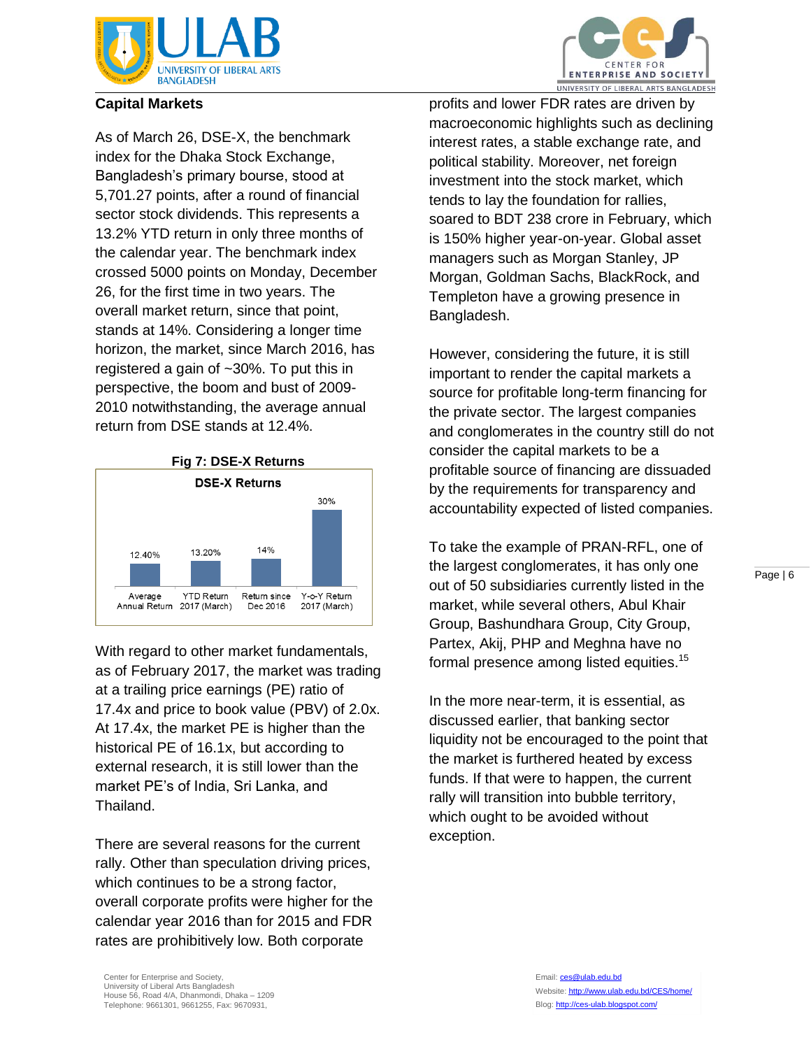## Capital Markets

As of March 26, DSE-X, the benchmark index for the Dhaka Stock Exchange, Bangladesh's primary bourse, stood at 5,701.27 points, after a round of financial sector stock dividends. This represents a 13.2% YTD return in only three months of the calendar year. The benchmark index crossed 5000 points on Monday, December 26, for the first time in two years. The overall market return, since that point, stands at 14%. Considering a longer time horizon, the market, since March 2016, has registered a gain of ~30%. To put this in perspective, the boom and bust of 2009-2010 notwithstanding, the average annual return from DSE stands at 12.4%.

**Fig 7: DSE-X Returns**

| DSE-X Returns | Average Annual Return | YTD Return 2017 (March) | Return since Dec 2016 | Y-o-Y Return 2017 (March) |
|---|---|---|---|---|
| | 12.40% | 13.20% | 14% | 30% |

With regard to other market fundamentals, as of February 2017, the market was trading at a trailing price earnings (PE) ratio of 17.4x and price to book value (PBV) of 2.0x. At 17.4x, the market PE is higher than the historical PE of 16.1x, but according to external research, it is still lower than the market PE's of India, Sri Lanka, and Thailand.

There are several reasons for the current rally. Other than speculation driving prices, which continues to be a strong factor, overall corporate profits were higher for the calendar year 2016 than for 2015 and FDR rates are prohibitively low. Both corporate profits and lower FDR rates are driven by macroeconomic highlights such as declining interest rates, a stable exchange rate, and political stability. Moreover, net foreign investment into the stock market, which tends to lay the foundation for rallies, soared to BDT 238 crore in February, which is 150% higher year-on-year. Global asset managers such as Morgan Stanley, JP Morgan, Goldman Sachs, BlackRock, and Templeton have a growing presence in Bangladesh.

However, considering the future, it is still important to render the capital markets a source for profitable long-term financing for the private sector. The largest companies and conglomerates in the country still do not consider the capital markets to be a profitable source of financing are dissuaded by the requirements for transparency and accountability expected of listed companies.

To take the example of PRAN-RFL, one of the largest conglomerates, it has only one out of 50 subsidiaries currently listed in the market, while several others, Abul Khair Group, Bashundhara Group, City Group, Partex, Akij, PHP and Meghna have no formal presence among listed equities.[15]

In the more near-term, it is essential, as discussed earlier, that banking sector liquidity not be encouraged to the point that the market is furthered heated by excess funds. If that were to happen, the current rally will transition into bubble territory, which ought to be avoided without exception.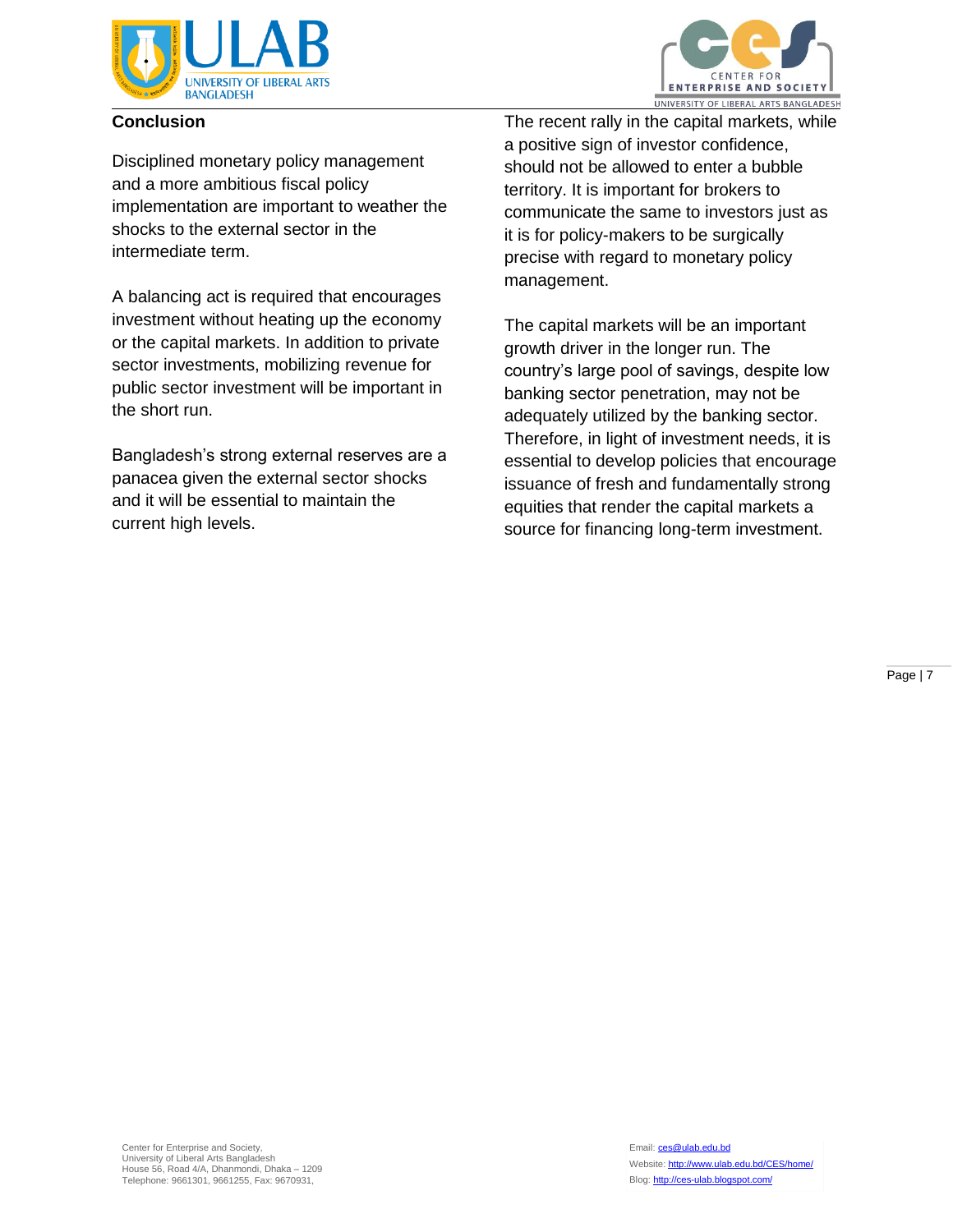## Conclusion

Disciplined monetary policy management and a more ambitious fiscal policy implementation are important to weather the shocks to the external sector in the intermediate term.

A balancing act is required that encourages investment without heating up the economy or the capital markets. In addition to private sector investments, mobilizing revenue for public sector investment will be important in the short run.

Bangladesh's strong external reserves are a panacea given the external sector shocks and it will be essential to maintain the current high levels.

The recent rally in the capital markets, while a positive sign of investor confidence, should not be allowed to enter a bubble territory. It is important for brokers to communicate the same to investors just as it is for policy-makers to be surgically precise with regard to monetary policy management.

The capital markets will be an important growth driver in the longer run. The country's large pool of savings, despite low banking sector penetration, may not be adequately utilized by the banking sector. Therefore, in light of investment needs, it is essential to develop policies that encourage issuance of fresh and fundamentally strong equities that render the capital markets a source for financing long-term investment.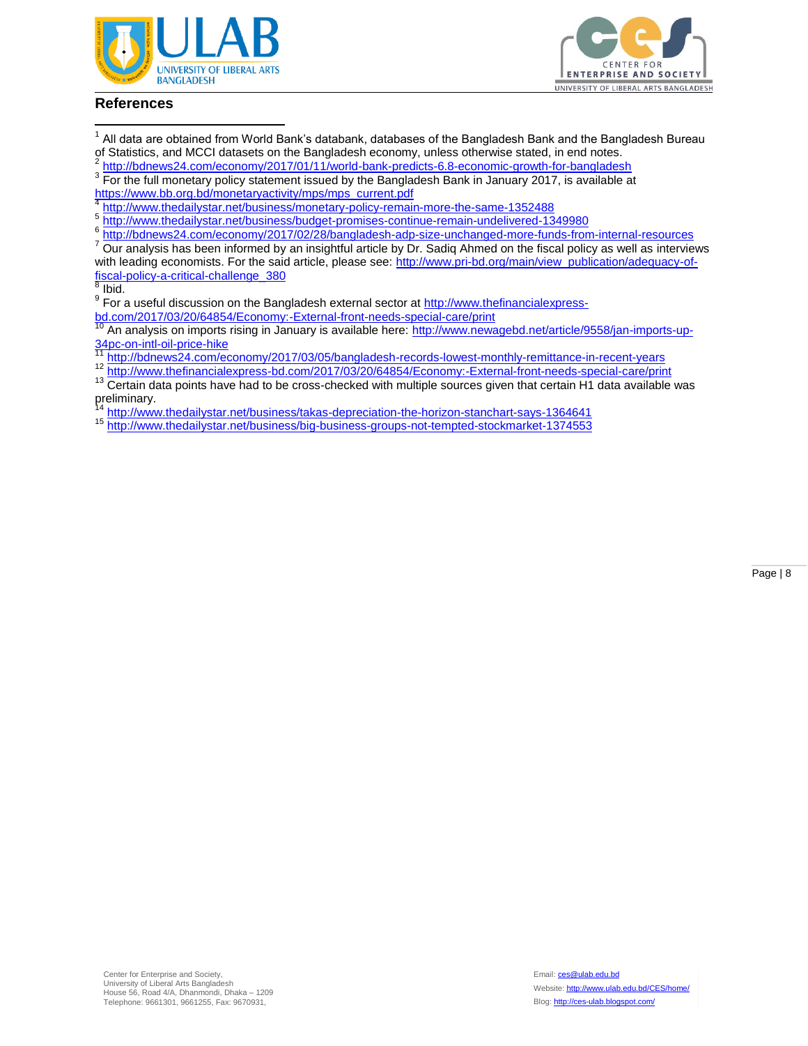## References

[1] All data are obtained from World Bank's databank, databases of the Bangladesh Bank and the Bangladesh Bureau of Statistics, and MCCI datasets on the Bangladesh economy, unless otherwise stated, in end notes.

[2] http://bdnews24.com/economy/2017/01/11/world-bank-predicts-6.8-economic-growth-for-bangladesh

[3] For the full monetary policy statement issued by the Bangladesh Bank in January 2017, is available at https://www.bb.org.bd/monetaryactivity/mps/mps_current.pdf

[4] http://www.thedailystar.net/business/monetary-policy-remain-more-the-same-1352488

[5] http://www.thedailystar.net/business/budget-promises-continue-remain-undelivered-1349980

[6] http://bdnews24.com/economy/2017/02/28/bangladesh-adp-size-unchanged-more-funds-from-internal-resources

[7] Our analysis has been informed by an insightful article by Dr. Sadiq Ahmed on the fiscal policy as well as interviews with leading economists. For the said article, please see: http://www.pri-bd.org/main/view_publication/adequacy-of-fiscal-policy-a-critical-challenge_380

[8] Ibid.

[9] For a useful discussion on the Bangladesh external sector at http://www.thefinancialexpress-bd.com/2017/03/20/64854/Economy:-External-front-needs-special-care/print

[10] An analysis on imports rising in January is available here: http://www.newagebd.net/article/9558/jan-imports-up-34pc-on-intl-oil-price-hike

[11] http://bdnews24.com/economy/2017/03/05/bangladesh-records-lowest-monthly-remittance-in-recent-years

[12] http://www.thefinancialexpress-bd.com/2017/03/20/64854/Economy:-External-front-needs-special-care/print

[13] Certain data points have had to be cross-checked with multiple sources given that certain H1 data available was preliminary.

[14] http://www.thedailystar.net/business/takas-depreciation-the-horizon-stanchart-says-1364641

[15] http://www.thedailystar.net/business/big-business-groups-not-tempted-stockmarket-1374553